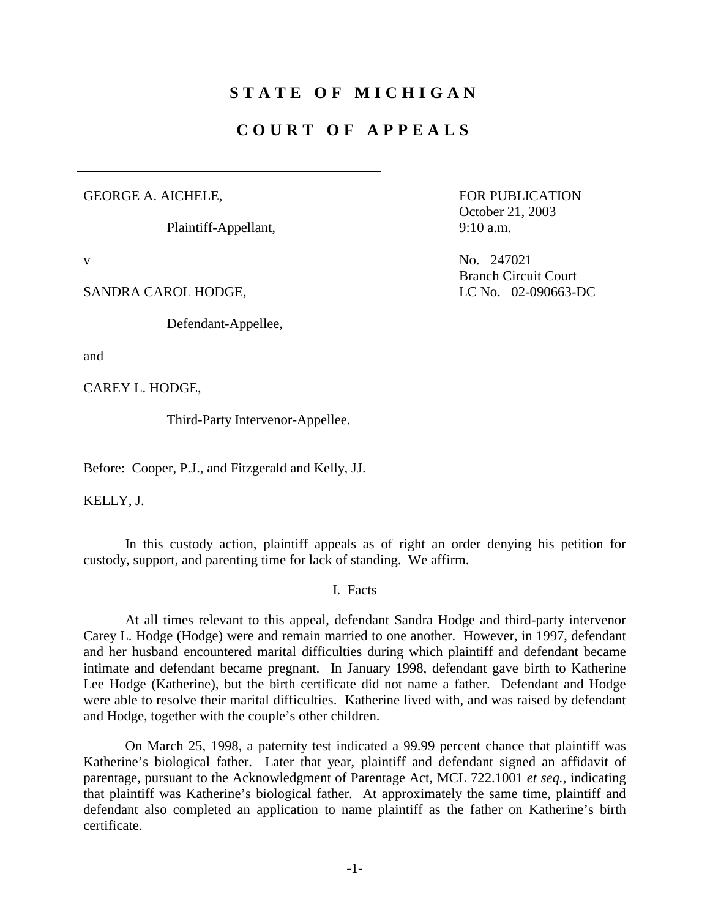# STATE OF MICHIGAN

# COURT OF APPEALS

GEORGE A. AICHELE,

Plaintiff-Appellant,

v

SANDRA CAROL HODGE,

Defendant-Appellee,

and

CAREY L. HODGE,

Third-Party Intervenor-Appellee.

FOR PUBLICATION
October 21, 2003
9:10 a.m.

No. 247021
Branch Circuit Court
LC No. 02-090663-DC

Before: Cooper, P.J., and Fitzgerald and Kelly, JJ.

KELLY, J.

In this custody action, plaintiff appeals as of right an order denying his petition for custody, support, and parenting time for lack of standing. We affirm.

## I. Facts

At all times relevant to this appeal, defendant Sandra Hodge and third-party intervenor Carey L. Hodge (Hodge) were and remain married to one another. However, in 1997, defendant and her husband encountered marital difficulties during which plaintiff and defendant became intimate and defendant became pregnant. In January 1998, defendant gave birth to Katherine Lee Hodge (Katherine), but the birth certificate did not name a father. Defendant and Hodge were able to resolve their marital difficulties. Katherine lived with, and was raised by defendant and Hodge, together with the couple's other children.

On March 25, 1998, a paternity test indicated a 99.99 percent chance that plaintiff was Katherine's biological father. Later that year, plaintiff and defendant signed an affidavit of parentage, pursuant to the Acknowledgment of Parentage Act, MCL 722.1001 *et seq.*, indicating that plaintiff was Katherine's biological father. At approximately the same time, plaintiff and defendant also completed an application to name plaintiff as the father on Katherine's birth certificate.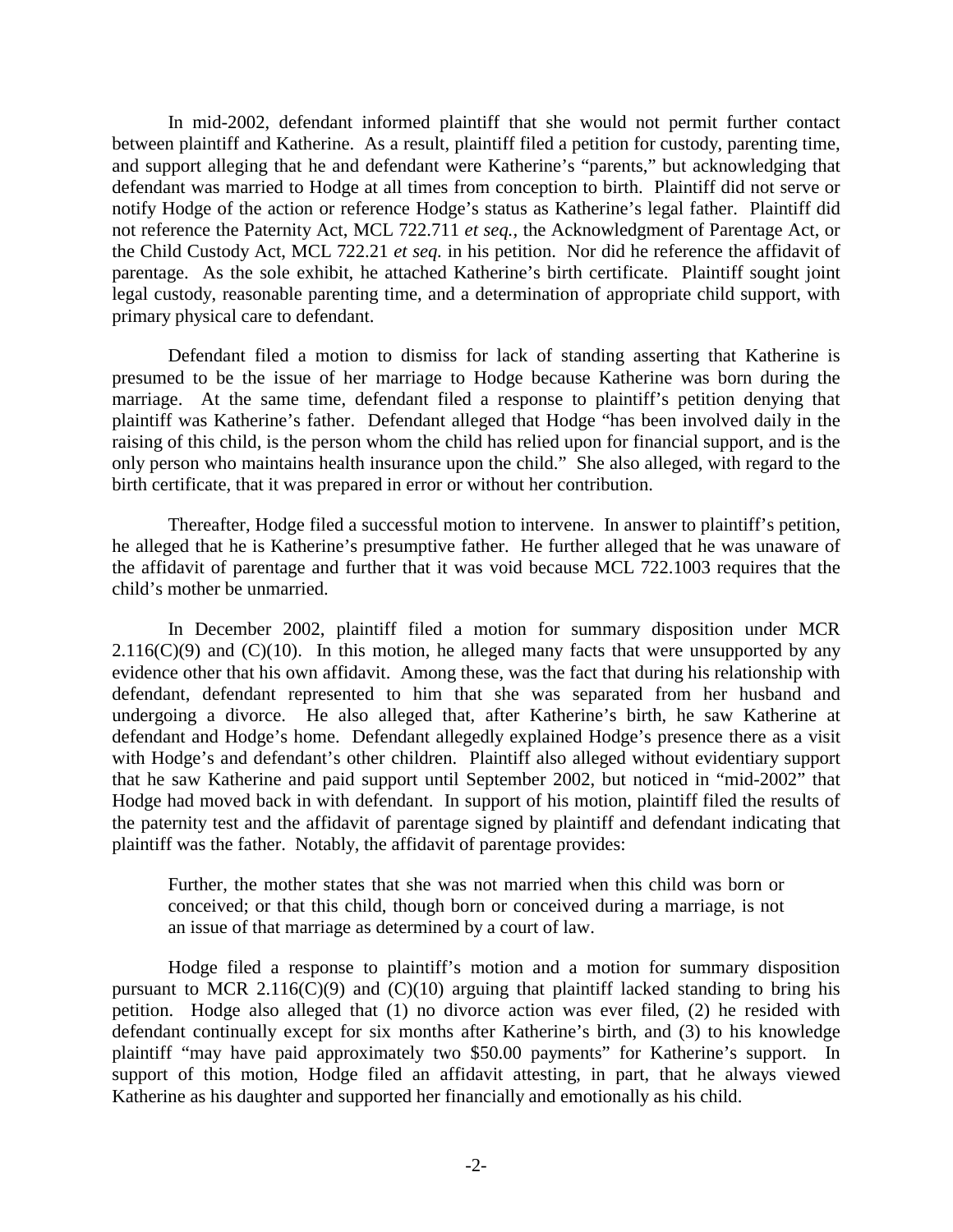In mid-2002, defendant informed plaintiff that she would not permit further contact between plaintiff and Katherine. As a result, plaintiff filed a petition for custody, parenting time, and support alleging that he and defendant were Katherine's "parents," but acknowledging that defendant was married to Hodge at all times from conception to birth. Plaintiff did not serve or notify Hodge of the action or reference Hodge's status as Katherine's legal father. Plaintiff did not reference the Paternity Act, MCL 722.711 *et seq.*, the Acknowledgment of Parentage Act, or the Child Custody Act, MCL 722.21 *et seq.* in his petition. Nor did he reference the affidavit of parentage. As the sole exhibit, he attached Katherine's birth certificate. Plaintiff sought joint legal custody, reasonable parenting time, and a determination of appropriate child support, with primary physical care to defendant.

Defendant filed a motion to dismiss for lack of standing asserting that Katherine is presumed to be the issue of her marriage to Hodge because Katherine was born during the marriage. At the same time, defendant filed a response to plaintiff's petition denying that plaintiff was Katherine's father. Defendant alleged that Hodge "has been involved daily in the raising of this child, is the person whom the child has relied upon for financial support, and is the only person who maintains health insurance upon the child." She also alleged, with regard to the birth certificate, that it was prepared in error or without her contribution.

Thereafter, Hodge filed a successful motion to intervene. In answer to plaintiff's petition, he alleged that he is Katherine's presumptive father. He further alleged that he was unaware of the affidavit of parentage and further that it was void because MCL 722.1003 requires that the child's mother be unmarried.

In December 2002, plaintiff filed a motion for summary disposition under MCR 2.116(C)(9) and (C)(10). In this motion, he alleged many facts that were unsupported by any evidence other that his own affidavit. Among these, was the fact that during his relationship with defendant, defendant represented to him that she was separated from her husband and undergoing a divorce. He also alleged that, after Katherine's birth, he saw Katherine at defendant and Hodge's home. Defendant allegedly explained Hodge's presence there as a visit with Hodge's and defendant's other children. Plaintiff also alleged without evidentiary support that he saw Katherine and paid support until September 2002, but noticed in "mid-2002" that Hodge had moved back in with defendant. In support of his motion, plaintiff filed the results of the paternity test and the affidavit of parentage signed by plaintiff and defendant indicating that plaintiff was the father. Notably, the affidavit of parentage provides:

> Further, the mother states that she was not married when this child was born or conceived; or that this child, though born or conceived during a marriage, is not an issue of that marriage as determined by a court of law.

Hodge filed a response to plaintiff's motion and a motion for summary disposition pursuant to MCR 2.116(C)(9) and (C)(10) arguing that plaintiff lacked standing to bring his petition. Hodge also alleged that (1) no divorce action was ever filed, (2) he resided with defendant continually except for six months after Katherine's birth, and (3) to his knowledge plaintiff "may have paid approximately two $50.00 payments" for Katherine's support. In support of this motion, Hodge filed an affidavit attesting, in part, that he always viewed Katherine as his daughter and supported her financially and emotionally as his child.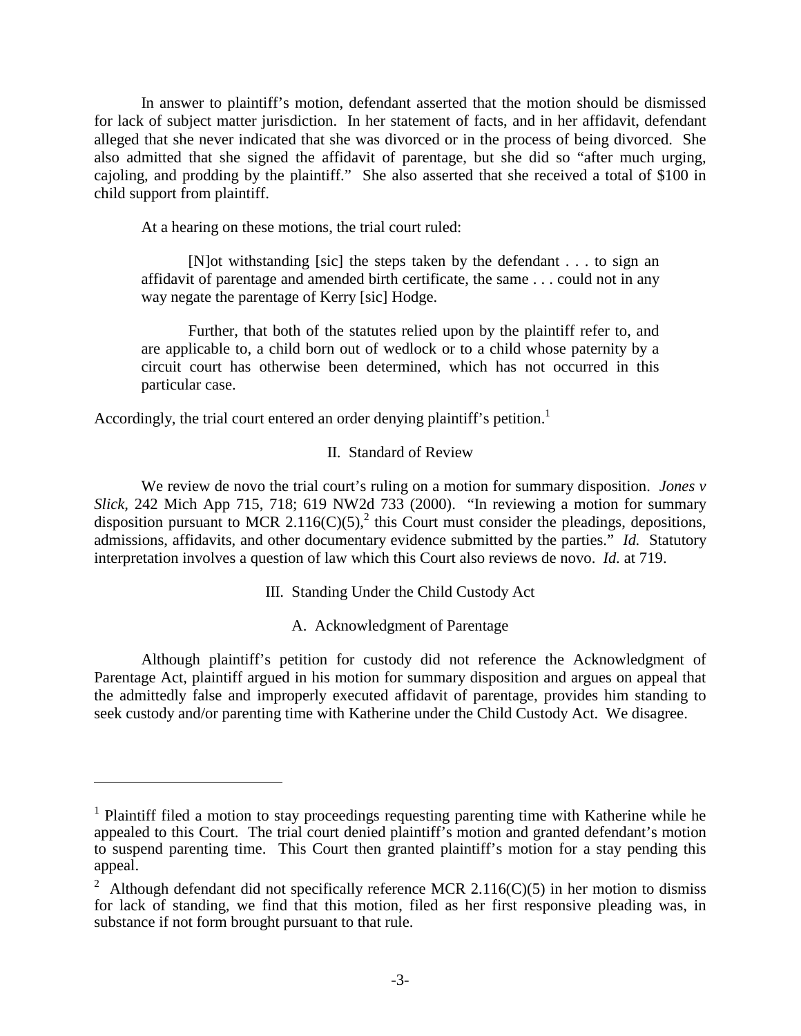In answer to plaintiff's motion, defendant asserted that the motion should be dismissed for lack of subject matter jurisdiction. In her statement of facts, and in her affidavit, defendant alleged that she never indicated that she was divorced or in the process of being divorced. She also admitted that she signed the affidavit of parentage, but she did so "after much urging, cajoling, and prodding by the plaintiff." She also asserted that she received a total of $100 in child support from plaintiff.

At a hearing on these motions, the trial court ruled:

> [N]ot withstanding [sic] the steps taken by the defendant . . . to sign an affidavit of parentage and amended birth certificate, the same . . . could not in any way negate the parentage of Kerry [sic] Hodge.
>
> Further, that both of the statutes relied upon by the plaintiff refer to, and are applicable to, a child born out of wedlock or to a child whose paternity by a circuit court has otherwise been determined, which has not occurred in this particular case.

Accordingly, the trial court entered an order denying plaintiff's petition.[1]

## II. Standard of Review

We review de novo the trial court's ruling on a motion for summary disposition. *Jones v Slick*, 242 Mich App 715, 718; 619 NW2d 733 (2000). "In reviewing a motion for summary disposition pursuant to MCR 2.116(C)(5),[2] this Court must consider the pleadings, depositions, admissions, affidavits, and other documentary evidence submitted by the parties." *Id.* Statutory interpretation involves a question of law which this Court also reviews de novo. *Id.* at 719.

## III. Standing Under the Child Custody Act

### A. Acknowledgment of Parentage

Although plaintiff's petition for custody did not reference the Acknowledgment of Parentage Act, plaintiff argued in his motion for summary disposition and argues on appeal that the admittedly false and improperly executed affidavit of parentage, provides him standing to seek custody and/or parenting time with Katherine under the Child Custody Act. We disagree.

---

[1] Plaintiff filed a motion to stay proceedings requesting parenting time with Katherine while he appealed to this Court. The trial court denied plaintiff's motion and granted defendant's motion to suspend parenting time. This Court then granted plaintiff's motion for a stay pending this appeal.

[2] Although defendant did not specifically reference MCR 2.116(C)(5) in her motion to dismiss for lack of standing, we find that this motion, filed as her first responsive pleading was, in substance if not form brought pursuant to that rule.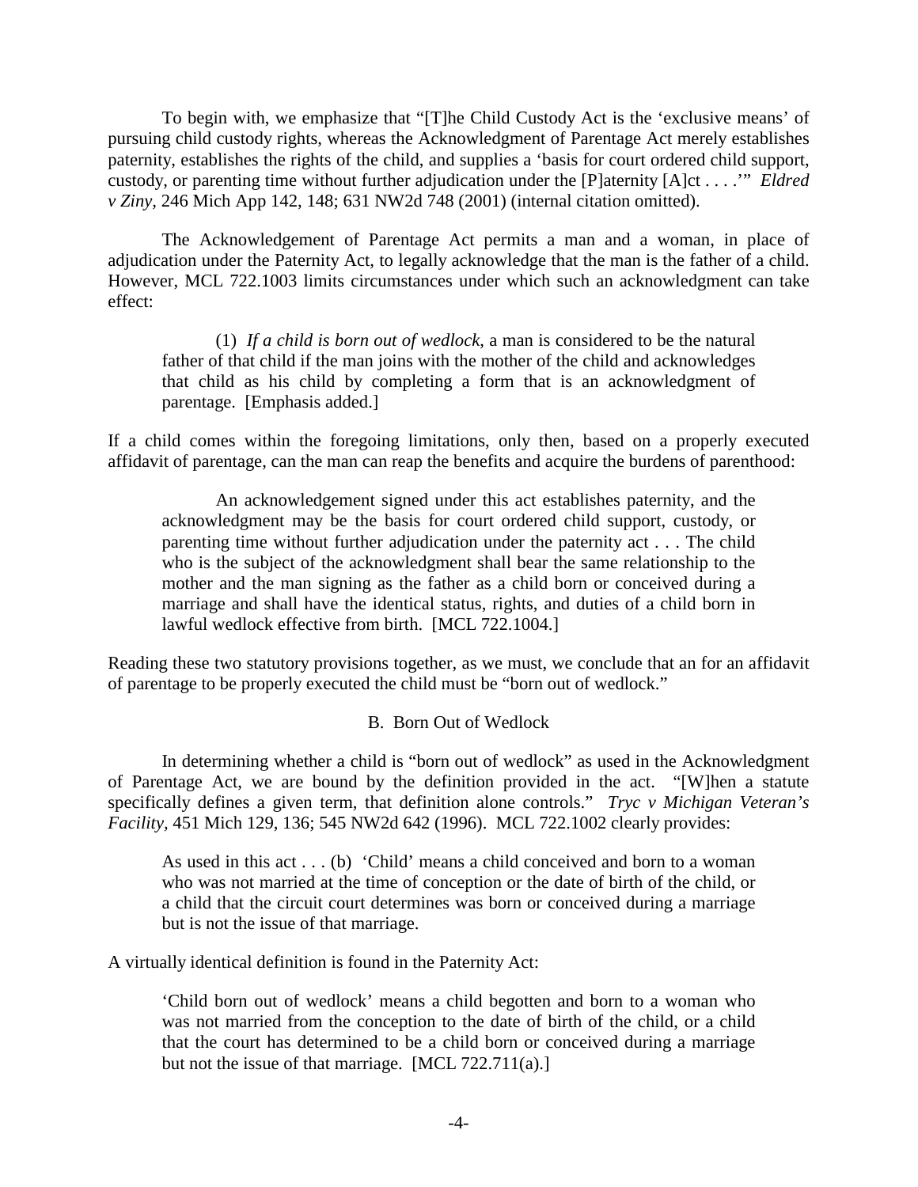To begin with, we emphasize that "[T]he Child Custody Act is the 'exclusive means' of pursuing child custody rights, whereas the Acknowledgment of Parentage Act merely establishes paternity, establishes the rights of the child, and supplies a 'basis for court ordered child support, custody, or parenting time without further adjudication under the [P]aternity [A]ct . . . .'" *Eldred v Ziny*, 246 Mich App 142, 148; 631 NW2d 748 (2001) (internal citation omitted).

The Acknowledgement of Parentage Act permits a man and a woman, in place of adjudication under the Paternity Act, to legally acknowledge that the man is the father of a child. However, MCL 722.1003 limits circumstances under which such an acknowledgment can take effect:

> (1) *If a child is born out of wedlock*, a man is considered to be the natural father of that child if the man joins with the mother of the child and acknowledges that child as his child by completing a form that is an acknowledgment of parentage. [Emphasis added.]

If a child comes within the foregoing limitations, only then, based on a properly executed affidavit of parentage, can the man can reap the benefits and acquire the burdens of parenthood:

> An acknowledgement signed under this act establishes paternity, and the acknowledgment may be the basis for court ordered child support, custody, or parenting time without further adjudication under the paternity act . . . The child who is the subject of the acknowledgment shall bear the same relationship to the mother and the man signing as the father as a child born or conceived during a marriage and shall have the identical status, rights, and duties of a child born in lawful wedlock effective from birth. [MCL 722.1004.]

Reading these two statutory provisions together, as we must, we conclude that an for an affidavit of parentage to be properly executed the child must be "born out of wedlock."

### B. Born Out of Wedlock

In determining whether a child is "born out of wedlock" as used in the Acknowledgment of Parentage Act, we are bound by the definition provided in the act. "[W]hen a statute specifically defines a given term, that definition alone controls." *Tryc v Michigan Veteran's Facility*, 451 Mich 129, 136; 545 NW2d 642 (1996). MCL 722.1002 clearly provides:

> As used in this act . . . (b) 'Child' means a child conceived and born to a woman who was not married at the time of conception or the date of birth of the child, or a child that the circuit court determines was born or conceived during a marriage but is not the issue of that marriage.

A virtually identical definition is found in the Paternity Act:

> 'Child born out of wedlock' means a child begotten and born to a woman who was not married from the conception to the date of birth of the child, or a child that the court has determined to be a child born or conceived during a marriage but not the issue of that marriage. [MCL 722.711(a).]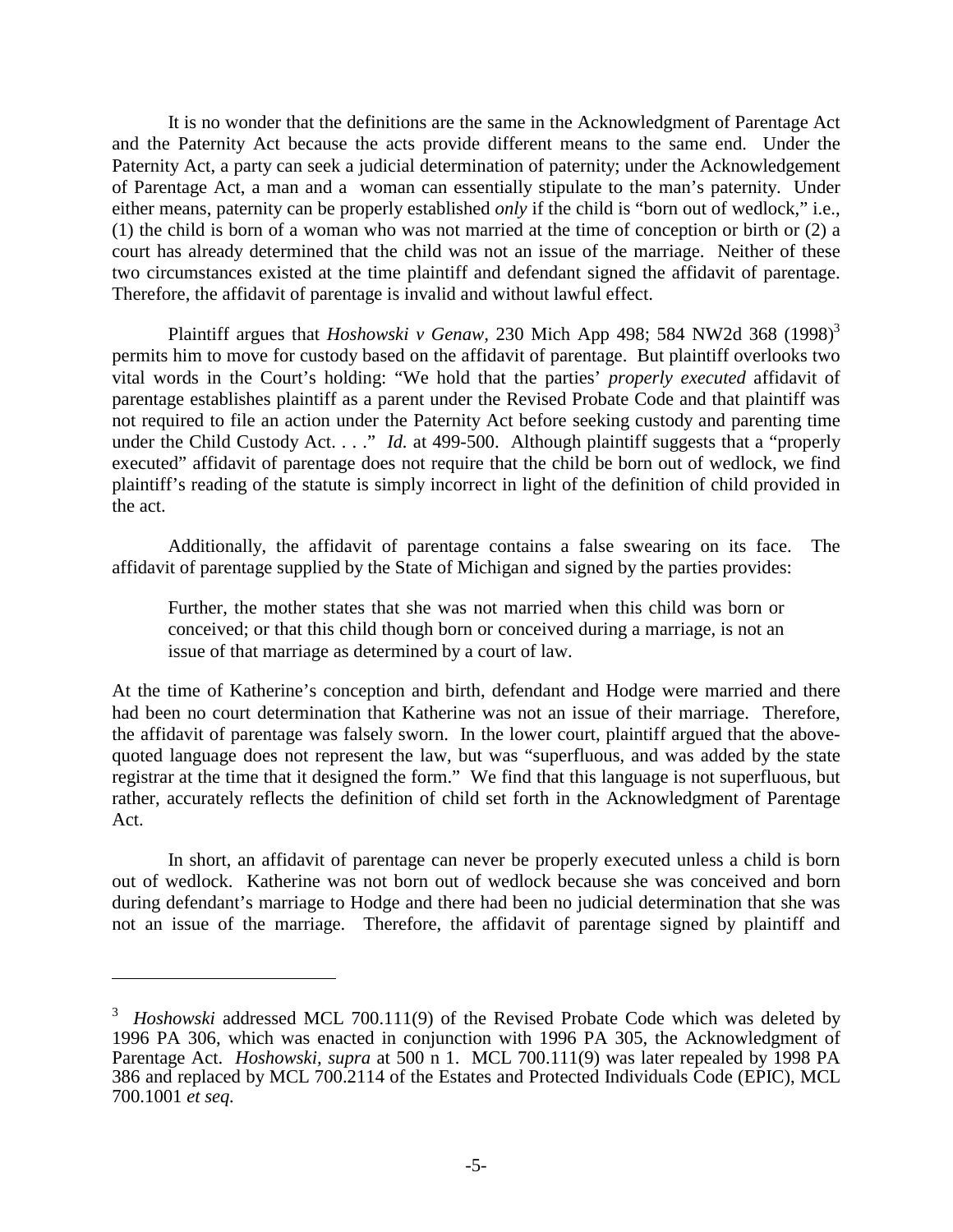It is no wonder that the definitions are the same in the Acknowledgment of Parentage Act and the Paternity Act because the acts provide different means to the same end. Under the Paternity Act, a party can seek a judicial determination of paternity; under the Acknowledgement of Parentage Act, a man and a woman can essentially stipulate to the man's paternity. Under either means, paternity can be properly established *only* if the child is "born out of wedlock," i.e., (1) the child is born of a woman who was not married at the time of conception or birth or (2) a court has already determined that the child was not an issue of the marriage. Neither of these two circumstances existed at the time plaintiff and defendant signed the affidavit of parentage. Therefore, the affidavit of parentage is invalid and without lawful effect.

Plaintiff argues that *Hoshowski v Genaw*, 230 Mich App 498; 584 NW2d 368 (1998)[3] permits him to move for custody based on the affidavit of parentage. But plaintiff overlooks two vital words in the Court's holding: "We hold that the parties' *properly executed* affidavit of parentage establishes plaintiff as a parent under the Revised Probate Code and that plaintiff was not required to file an action under the Paternity Act before seeking custody and parenting time under the Child Custody Act. . . ." *Id.* at 499-500. Although plaintiff suggests that a "properly executed" affidavit of parentage does not require that the child be born out of wedlock, we find plaintiff's reading of the statute is simply incorrect in light of the definition of child provided in the act.

Additionally, the affidavit of parentage contains a false swearing on its face. The affidavit of parentage supplied by the State of Michigan and signed by the parties provides:

> Further, the mother states that she was not married when this child was born or conceived; or that this child though born or conceived during a marriage, is not an issue of that marriage as determined by a court of law.

At the time of Katherine's conception and birth, defendant and Hodge were married and there had been no court determination that Katherine was not an issue of their marriage. Therefore, the affidavit of parentage was falsely sworn. In the lower court, plaintiff argued that the above-quoted language does not represent the law, but was "superfluous, and was added by the state registrar at the time that it designed the form." We find that this language is not superfluous, but rather, accurately reflects the definition of child set forth in the Acknowledgment of Parentage Act.

In short, an affidavit of parentage can never be properly executed unless a child is born out of wedlock. Katherine was not born out of wedlock because she was conceived and born during defendant's marriage to Hodge and there had been no judicial determination that she was not an issue of the marriage. Therefore, the affidavit of parentage signed by plaintiff and

---

[3] *Hoshowski* addressed MCL 700.111(9) of the Revised Probate Code which was deleted by 1996 PA 306, which was enacted in conjunction with 1996 PA 305, the Acknowledgment of Parentage Act. *Hoshowski, supra* at 500 n 1. MCL 700.111(9) was later repealed by 1998 PA 386 and replaced by MCL 700.2114 of the Estates and Protected Individuals Code (EPIC), MCL 700.1001 *et seq.*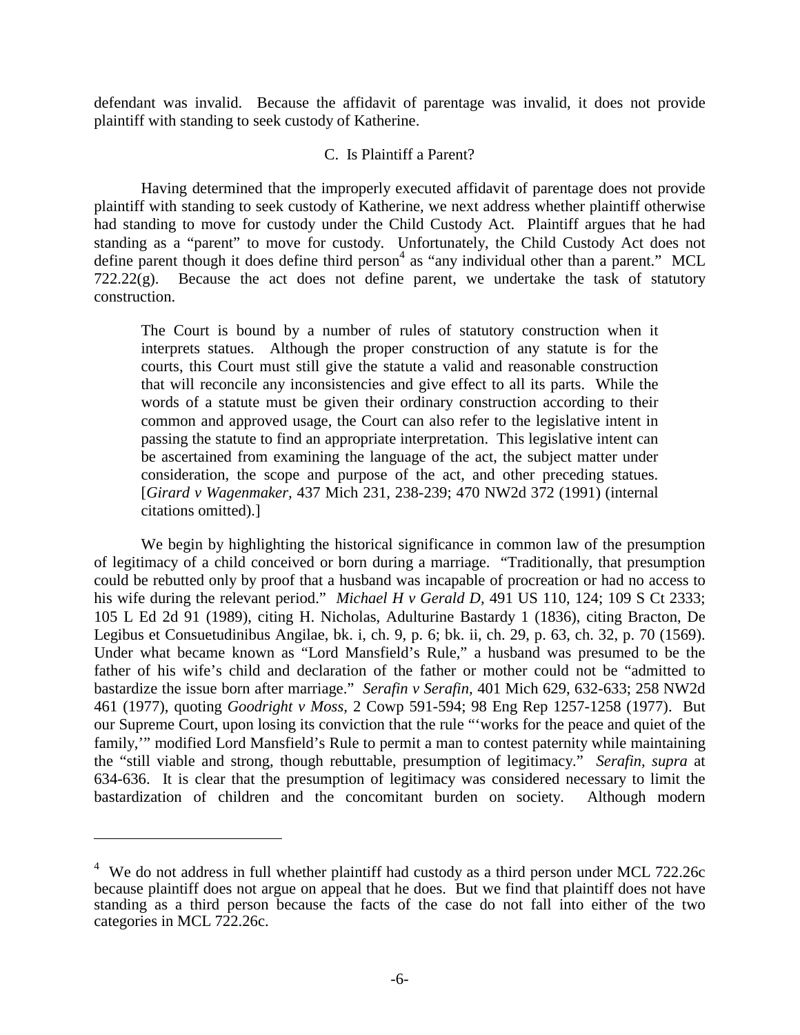defendant was invalid. Because the affidavit of parentage was invalid, it does not provide plaintiff with standing to seek custody of Katherine.

### C. Is Plaintiff a Parent?

Having determined that the improperly executed affidavit of parentage does not provide plaintiff with standing to seek custody of Katherine, we next address whether plaintiff otherwise had standing to move for custody under the Child Custody Act. Plaintiff argues that he had standing as a "parent" to move for custody. Unfortunately, the Child Custody Act does not define parent though it does define third person[4] as "any individual other than a parent." MCL 722.22(g). Because the act does not define parent, we undertake the task of statutory construction.

> The Court is bound by a number of rules of statutory construction when it interprets statues. Although the proper construction of any statute is for the courts, this Court must still give the statute a valid and reasonable construction that will reconcile any inconsistencies and give effect to all its parts. While the words of a statute must be given their ordinary construction according to their common and approved usage, the Court can also refer to the legislative intent in passing the statute to find an appropriate interpretation. This legislative intent can be ascertained from examining the language of the act, the subject matter under consideration, the scope and purpose of the act, and other preceding statues. [*Girard v Wagenmaker*, 437 Mich 231, 238-239; 470 NW2d 372 (1991) (internal citations omitted).]

We begin by highlighting the historical significance in common law of the presumption of legitimacy of a child conceived or born during a marriage. "Traditionally, that presumption could be rebutted only by proof that a husband was incapable of procreation or had no access to his wife during the relevant period." *Michael H v Gerald D*, 491 US 110, 124; 109 S Ct 2333; 105 L Ed 2d 91 (1989), citing H. Nicholas, Adulturine Bastardy 1 (1836), citing Bracton, De Legibus et Consuetudinibus Angilae, bk. i, ch. 9, p. 6; bk. ii, ch. 29, p. 63, ch. 32, p. 70 (1569). Under what became known as "Lord Mansfield's Rule," a husband was presumed to be the father of his wife's child and declaration of the father or mother could not be "admitted to bastardize the issue born after marriage." *Serafin v Serafin*, 401 Mich 629, 632-633; 258 NW2d 461 (1977), quoting *Goodright v Moss*, 2 Cowp 591-594; 98 Eng Rep 1257-1258 (1977). But our Supreme Court, upon losing its conviction that the rule "'works for the peace and quiet of the family,'" modified Lord Mansfield's Rule to permit a man to contest paternity while maintaining the "still viable and strong, though rebuttable, presumption of legitimacy." *Serafin, supra* at 634-636. It is clear that the presumption of legitimacy was considered necessary to limit the bastardization of children and the concomitant burden on society. Although modern

---

[4] We do not address in full whether plaintiff had custody as a third person under MCL 722.26c because plaintiff does not argue on appeal that he does. But we find that plaintiff does not have standing as a third person because the facts of the case do not fall into either of the two categories in MCL 722.26c.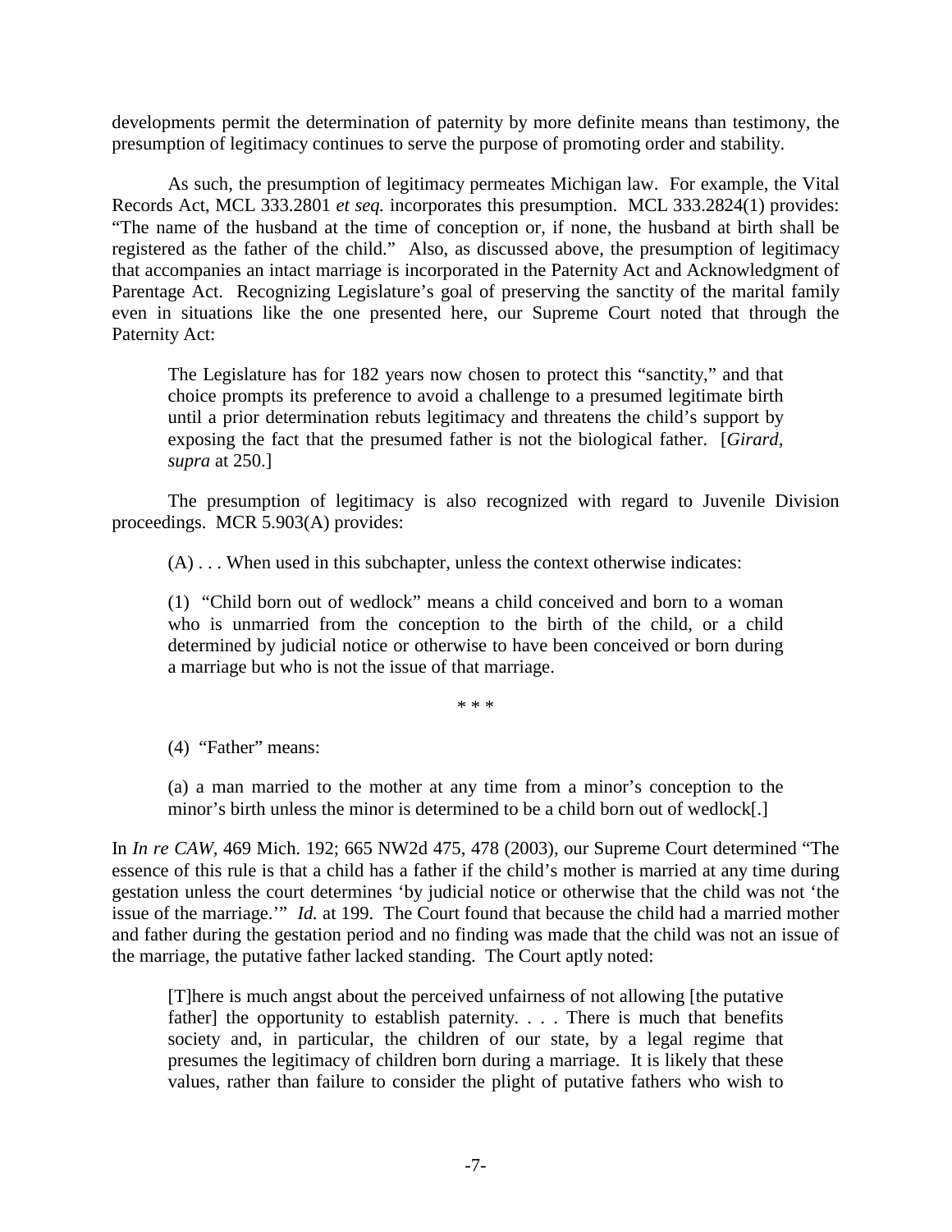developments permit the determination of paternity by more definite means than testimony, the presumption of legitimacy continues to serve the purpose of promoting order and stability.

As such, the presumption of legitimacy permeates Michigan law. For example, the Vital Records Act, MCL 333.2801 *et seq.* incorporates this presumption. MCL 333.2824(1) provides: "The name of the husband at the time of conception or, if none, the husband at birth shall be registered as the father of the child." Also, as discussed above, the presumption of legitimacy that accompanies an intact marriage is incorporated in the Paternity Act and Acknowledgment of Parentage Act. Recognizing Legislature's goal of preserving the sanctity of the marital family even in situations like the one presented here, our Supreme Court noted that through the Paternity Act:

> The Legislature has for 182 years now chosen to protect this "sanctity," and that choice prompts its preference to avoid a challenge to a presumed legitimate birth until a prior determination rebuts legitimacy and threatens the child's support by exposing the fact that the presumed father is not the biological father. [*Girard*, *supra* at 250.]

The presumption of legitimacy is also recognized with regard to Juvenile Division proceedings. MCR 5.903(A) provides:

> (A) . . . When used in this subchapter, unless the context otherwise indicates:
>
> (1) "Child born out of wedlock" means a child conceived and born to a woman who is unmarried from the conception to the birth of the child, or a child determined by judicial notice or otherwise to have been conceived or born during a marriage but who is not the issue of that marriage.
>
> \* \* \*
>
> (4) "Father" means:
>
> (a) a man married to the mother at any time from a minor's conception to the minor's birth unless the minor is determined to be a child born out of wedlock[.]

In *In re CAW*, 469 Mich. 192; 665 NW2d 475, 478 (2003), our Supreme Court determined "The essence of this rule is that a child has a father if the child's mother is married at any time during gestation unless the court determines 'by judicial notice or otherwise that the child was not 'the issue of the marriage.'" *Id.* at 199. The Court found that because the child had a married mother and father during the gestation period and no finding was made that the child was not an issue of the marriage, the putative father lacked standing. The Court aptly noted:

> [T]here is much angst about the perceived unfairness of not allowing [the putative father] the opportunity to establish paternity. . . . There is much that benefits society and, in particular, the children of our state, by a legal regime that presumes the legitimacy of children born during a marriage. It is likely that these values, rather than failure to consider the plight of putative fathers who wish to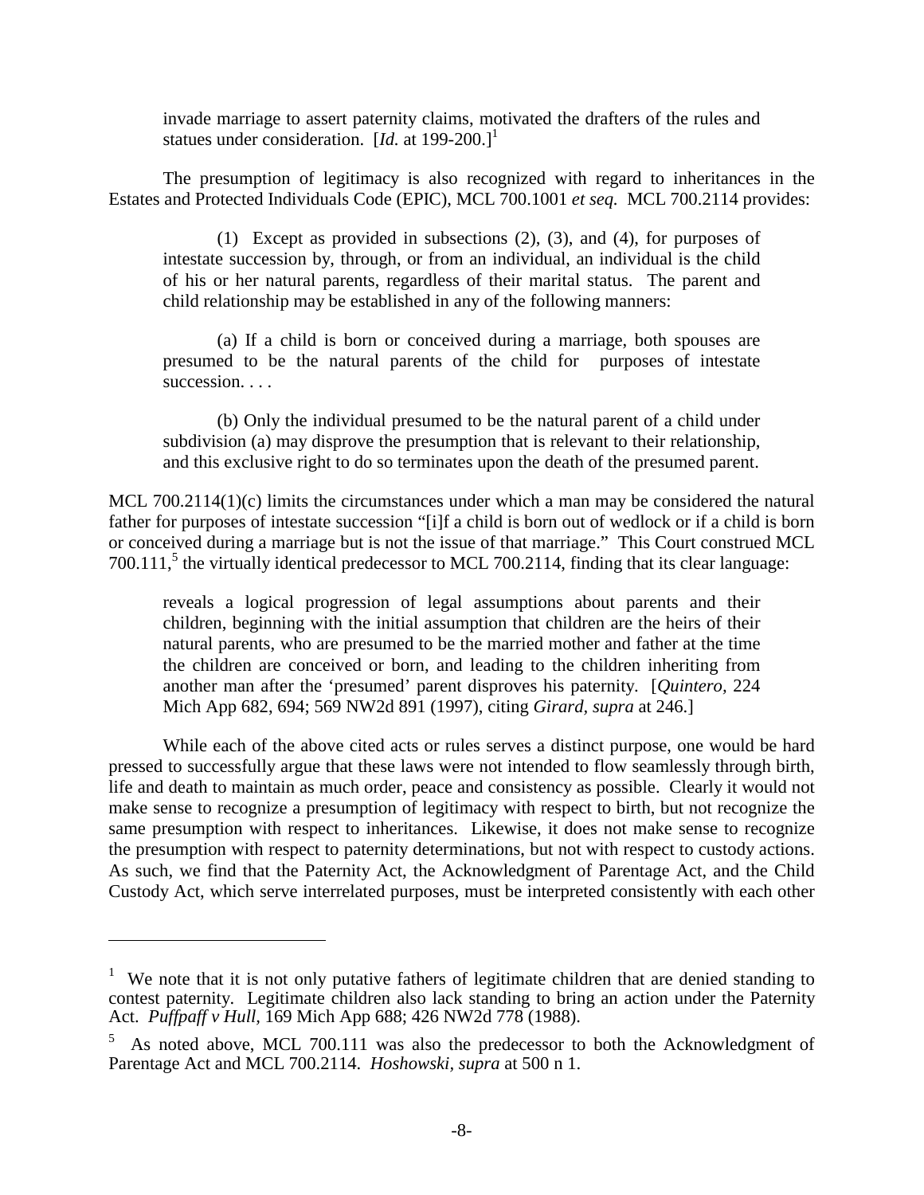> invade marriage to assert paternity claims, motivated the drafters of the rules and statues under consideration. [*Id.* at 199-200.][1]

The presumption of legitimacy is also recognized with regard to inheritances in the Estates and Protected Individuals Code (EPIC), MCL 700.1001 *et seq.* MCL 700.2114 provides:

> (1) Except as provided in subsections (2), (3), and (4), for purposes of intestate succession by, through, or from an individual, an individual is the child of his or her natural parents, regardless of their marital status. The parent and child relationship may be established in any of the following manners:
>
> (a) If a child is born or conceived during a marriage, both spouses are presumed to be the natural parents of the child for purposes of intestate succession. . . .
>
> (b) Only the individual presumed to be the natural parent of a child under subdivision (a) may disprove the presumption that is relevant to their relationship, and this exclusive right to do so terminates upon the death of the presumed parent.

MCL 700.2114(1)(c) limits the circumstances under which a man may be considered the natural father for purposes of intestate succession "[i]f a child is born out of wedlock or if a child is born or conceived during a marriage but is not the issue of that marriage." This Court construed MCL 700.111,[5] the virtually identical predecessor to MCL 700.2114, finding that its clear language:

> reveals a logical progression of legal assumptions about parents and their children, beginning with the initial assumption that children are the heirs of their natural parents, who are presumed to be the married mother and father at the time the children are conceived or born, and leading to the children inheriting from another man after the 'presumed' parent disproves his paternity. [*Quintero,* 224 Mich App 682, 694; 569 NW2d 891 (1997), citing *Girard, supra* at 246.]

While each of the above cited acts or rules serves a distinct purpose, one would be hard pressed to successfully argue that these laws were not intended to flow seamlessly through birth, life and death to maintain as much order, peace and consistency as possible. Clearly it would not make sense to recognize a presumption of legitimacy with respect to birth, but not recognize the same presumption with respect to inheritances. Likewise, it does not make sense to recognize the presumption with respect to paternity determinations, but not with respect to custody actions. As such, we find that the Paternity Act, the Acknowledgment of Parentage Act, and the Child Custody Act, which serve interrelated purposes, must be interpreted consistently with each other

---

[1] We note that it is not only putative fathers of legitimate children that are denied standing to contest paternity. Legitimate children also lack standing to bring an action under the Paternity Act. *Puffpaff v Hull*, 169 Mich App 688; 426 NW2d 778 (1988).

[5] As noted above, MCL 700.111 was also the predecessor to both the Acknowledgment of Parentage Act and MCL 700.2114. *Hoshowski, supra* at 500 n 1.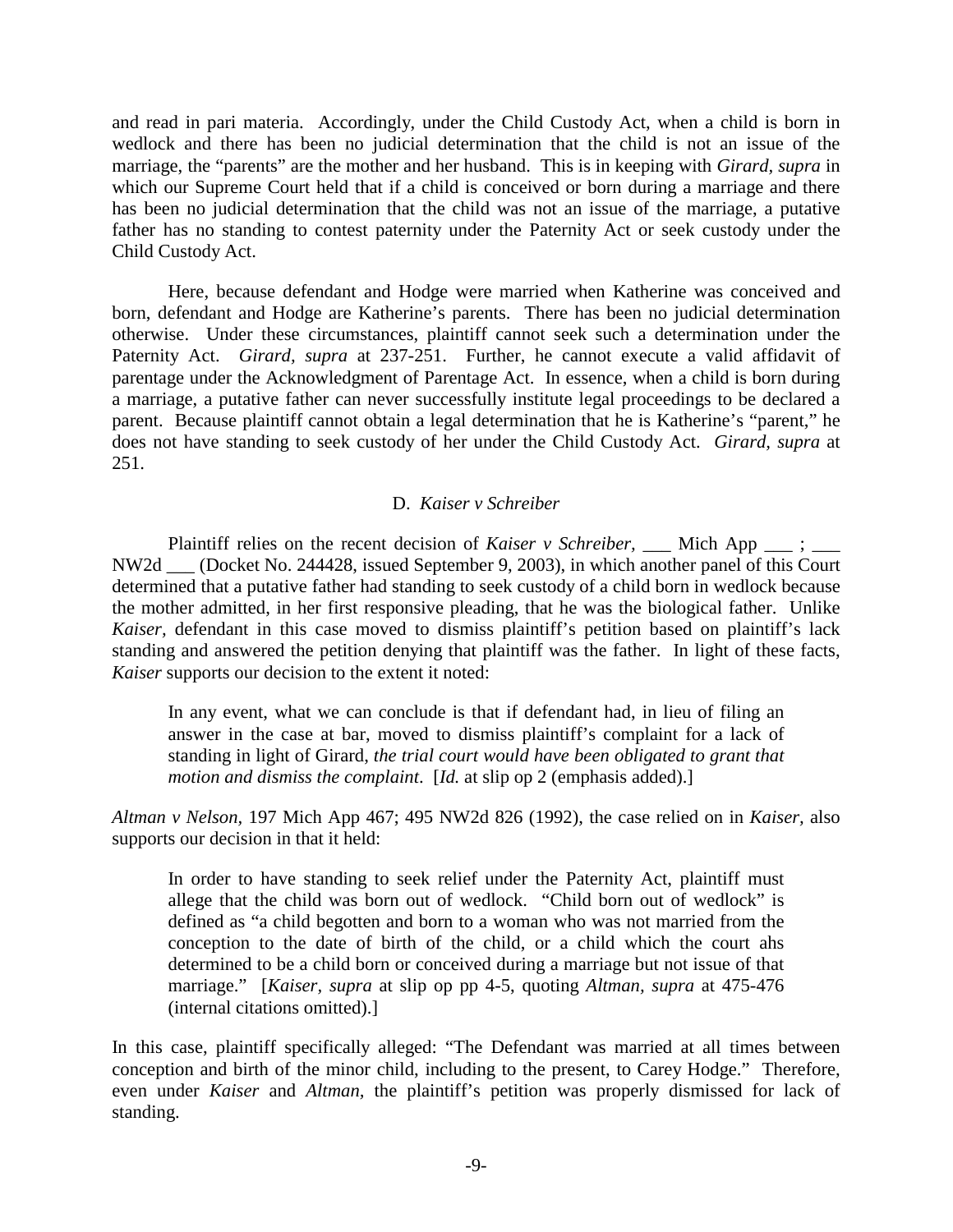and read in pari materia. Accordingly, under the Child Custody Act, when a child is born in wedlock and there has been no judicial determination that the child is not an issue of the marriage, the "parents" are the mother and her husband. This is in keeping with *Girard, supra* in which our Supreme Court held that if a child is conceived or born during a marriage and there has been no judicial determination that the child was not an issue of the marriage, a putative father has no standing to contest paternity under the Paternity Act or seek custody under the Child Custody Act.

Here, because defendant and Hodge were married when Katherine was conceived and born, defendant and Hodge are Katherine's parents. There has been no judicial determination otherwise. Under these circumstances, plaintiff cannot seek such a determination under the Paternity Act. *Girard, supra* at 237-251. Further, he cannot execute a valid affidavit of parentage under the Acknowledgment of Parentage Act. In essence, when a child is born during a marriage, a putative father can never successfully institute legal proceedings to be declared a parent. Because plaintiff cannot obtain a legal determination that he is Katherine's "parent," he does not have standing to seek custody of her under the Child Custody Act. *Girard, supra* at 251.

D. *Kaiser v Schreiber*

Plaintiff relies on the recent decision of *Kaiser v Schreiber*, ___ Mich App ___ ; ___ NW2d ___ (Docket No. 244428, issued September 9, 2003), in which another panel of this Court determined that a putative father had standing to seek custody of a child born in wedlock because the mother admitted, in her first responsive pleading, that he was the biological father. Unlike *Kaiser,* defendant in this case moved to dismiss plaintiff's petition based on plaintiff's lack standing and answered the petition denying that plaintiff was the father. In light of these facts, *Kaiser* supports our decision to the extent it noted:

> In any event, what we can conclude is that if defendant had, in lieu of filing an answer in the case at bar, moved to dismiss plaintiff's complaint for a lack of standing in light of Girard, *the trial court would have been obligated to grant that motion and dismiss the complaint*. [*Id.* at slip op 2 (emphasis added).]

*Altman v Nelson*, 197 Mich App 467; 495 NW2d 826 (1992), the case relied on in *Kaiser*, also supports our decision in that it held:

> In order to have standing to seek relief under the Paternity Act, plaintiff must allege that the child was born out of wedlock. "Child born out of wedlock" is defined as "a child begotten and born to a woman who was not married from the conception to the date of birth of the child, or a child which the court ahs determined to be a child born or conceived during a marriage but not issue of that marriage." [*Kaiser, supra* at slip op pp 4-5, quoting *Altman, supra* at 475-476 (internal citations omitted).]

In this case, plaintiff specifically alleged: "The Defendant was married at all times between conception and birth of the minor child, including to the present, to Carey Hodge." Therefore, even under *Kaiser* and *Altman,* the plaintiff's petition was properly dismissed for lack of standing.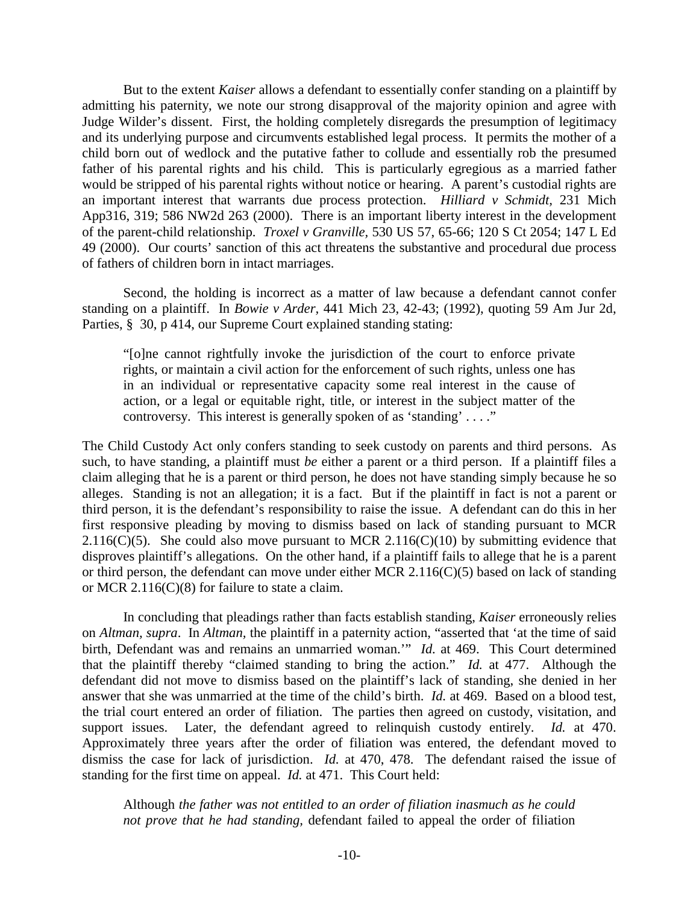But to the extent *Kaiser* allows a defendant to essentially confer standing on a plaintiff by admitting his paternity, we note our strong disapproval of the majority opinion and agree with Judge Wilder's dissent. First, the holding completely disregards the presumption of legitimacy and its underlying purpose and circumvents established legal process. It permits the mother of a child born out of wedlock and the putative father to collude and essentially rob the presumed father of his parental rights and his child. This is particularly egregious as a married father would be stripped of his parental rights without notice or hearing. A parent's custodial rights are an important interest that warrants due process protection. *Hilliard v Schmidt*, 231 Mich App316, 319; 586 NW2d 263 (2000). There is an important liberty interest in the development of the parent-child relationship. *Troxel v Granville,* 530 US 57, 65-66; 120 S Ct 2054; 147 L Ed 49 (2000). Our courts' sanction of this act threatens the substantive and procedural due process of fathers of children born in intact marriages.

Second, the holding is incorrect as a matter of law because a defendant cannot confer standing on a plaintiff. In *Bowie v Arder,* 441 Mich 23, 42-43; (1992), quoting 59 Am Jur 2d, Parties, § 30, p 414, our Supreme Court explained standing stating:

> "[o]ne cannot rightfully invoke the jurisdiction of the court to enforce private rights, or maintain a civil action for the enforcement of such rights, unless one has in an individual or representative capacity some real interest in the cause of action, or a legal or equitable right, title, or interest in the subject matter of the controversy. This interest is generally spoken of as 'standing' . . . ."

The Child Custody Act only confers standing to seek custody on parents and third persons. As such, to have standing, a plaintiff must *be* either a parent or a third person. If a plaintiff files a claim alleging that he is a parent or third person, he does not have standing simply because he so alleges. Standing is not an allegation; it is a fact. But if the plaintiff in fact is not a parent or third person, it is the defendant's responsibility to raise the issue. A defendant can do this in her first responsive pleading by moving to dismiss based on lack of standing pursuant to MCR 2.116(C)(5). She could also move pursuant to MCR 2.116(C)(10) by submitting evidence that disproves plaintiff's allegations. On the other hand, if a plaintiff fails to allege that he is a parent or third person, the defendant can move under either MCR 2.116(C)(5) based on lack of standing or MCR 2.116(C)(8) for failure to state a claim.

In concluding that pleadings rather than facts establish standing, *Kaiser* erroneously relies on *Altman, supra*. In *Altman*, the plaintiff in a paternity action, "asserted that 'at the time of said birth, Defendant was and remains an unmarried woman.'" *Id.* at 469. This Court determined that the plaintiff thereby "claimed standing to bring the action." *Id.* at 477. Although the defendant did not move to dismiss based on the plaintiff's lack of standing, she denied in her answer that she was unmarried at the time of the child's birth. *Id.* at 469. Based on a blood test, the trial court entered an order of filiation. The parties then agreed on custody, visitation, and support issues. Later, the defendant agreed to relinquish custody entirely. *Id.* at 470. Approximately three years after the order of filiation was entered, the defendant moved to dismiss the case for lack of jurisdiction. *Id.* at 470, 478. The defendant raised the issue of standing for the first time on appeal. *Id.* at 471. This Court held:

> Although *the father was not entitled to an order of filiation inasmuch as he could not prove that he had standing,* defendant failed to appeal the order of filiation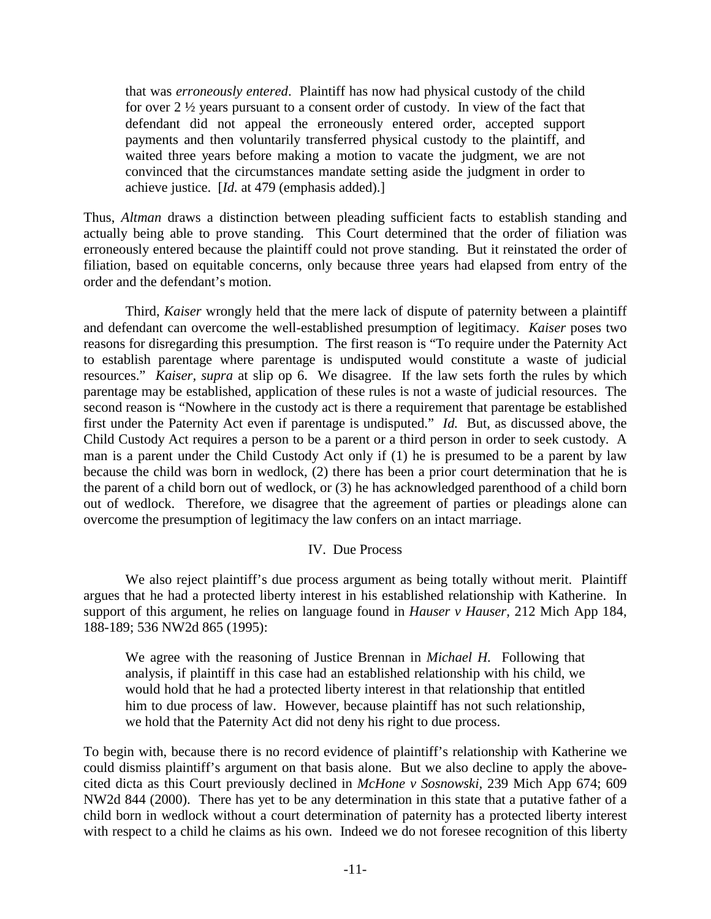> that was *erroneously entered*. Plaintiff has now had physical custody of the child for over 2 ½ years pursuant to a consent order of custody. In view of the fact that defendant did not appeal the erroneously entered order, accepted support payments and then voluntarily transferred physical custody to the plaintiff, and waited three years before making a motion to vacate the judgment, we are not convinced that the circumstances mandate setting aside the judgment in order to achieve justice. [*Id.* at 479 (emphasis added).]

Thus, *Altman* draws a distinction between pleading sufficient facts to establish standing and actually being able to prove standing. This Court determined that the order of filiation was erroneously entered because the plaintiff could not prove standing. But it reinstated the order of filiation, based on equitable concerns, only because three years had elapsed from entry of the order and the defendant's motion.

Third, *Kaiser* wrongly held that the mere lack of dispute of paternity between a plaintiff and defendant can overcome the well-established presumption of legitimacy. *Kaiser* poses two reasons for disregarding this presumption. The first reason is "To require under the Paternity Act to establish parentage where parentage is undisputed would constitute a waste of judicial resources." *Kaiser, supra* at slip op 6. We disagree. If the law sets forth the rules by which parentage may be established, application of these rules is not a waste of judicial resources. The second reason is "Nowhere in the custody act is there a requirement that parentage be established first under the Paternity Act even if parentage is undisputed." *Id.* But, as discussed above, the Child Custody Act requires a person to be a parent or a third person in order to seek custody. A man is a parent under the Child Custody Act only if (1) he is presumed to be a parent by law because the child was born in wedlock, (2) there has been a prior court determination that he is the parent of a child born out of wedlock, or (3) he has acknowledged parenthood of a child born out of wedlock. Therefore, we disagree that the agreement of parties or pleadings alone can overcome the presumption of legitimacy the law confers on an intact marriage.

## IV. Due Process

We also reject plaintiff's due process argument as being totally without merit. Plaintiff argues that he had a protected liberty interest in his established relationship with Katherine. In support of this argument, he relies on language found in *Hauser v Hauser*, 212 Mich App 184, 188-189; 536 NW2d 865 (1995):

> We agree with the reasoning of Justice Brennan in *Michael H.* Following that analysis, if plaintiff in this case had an established relationship with his child, we would hold that he had a protected liberty interest in that relationship that entitled him to due process of law. However, because plaintiff has not such relationship, we hold that the Paternity Act did not deny his right to due process.

To begin with, because there is no record evidence of plaintiff's relationship with Katherine we could dismiss plaintiff's argument on that basis alone. But we also decline to apply the above-cited dicta as this Court previously declined in *McHone v Sosnowski*, 239 Mich App 674; 609 NW2d 844 (2000). There has yet to be any determination in this state that a putative father of a child born in wedlock without a court determination of paternity has a protected liberty interest with respect to a child he claims as his own. Indeed we do not foresee recognition of this liberty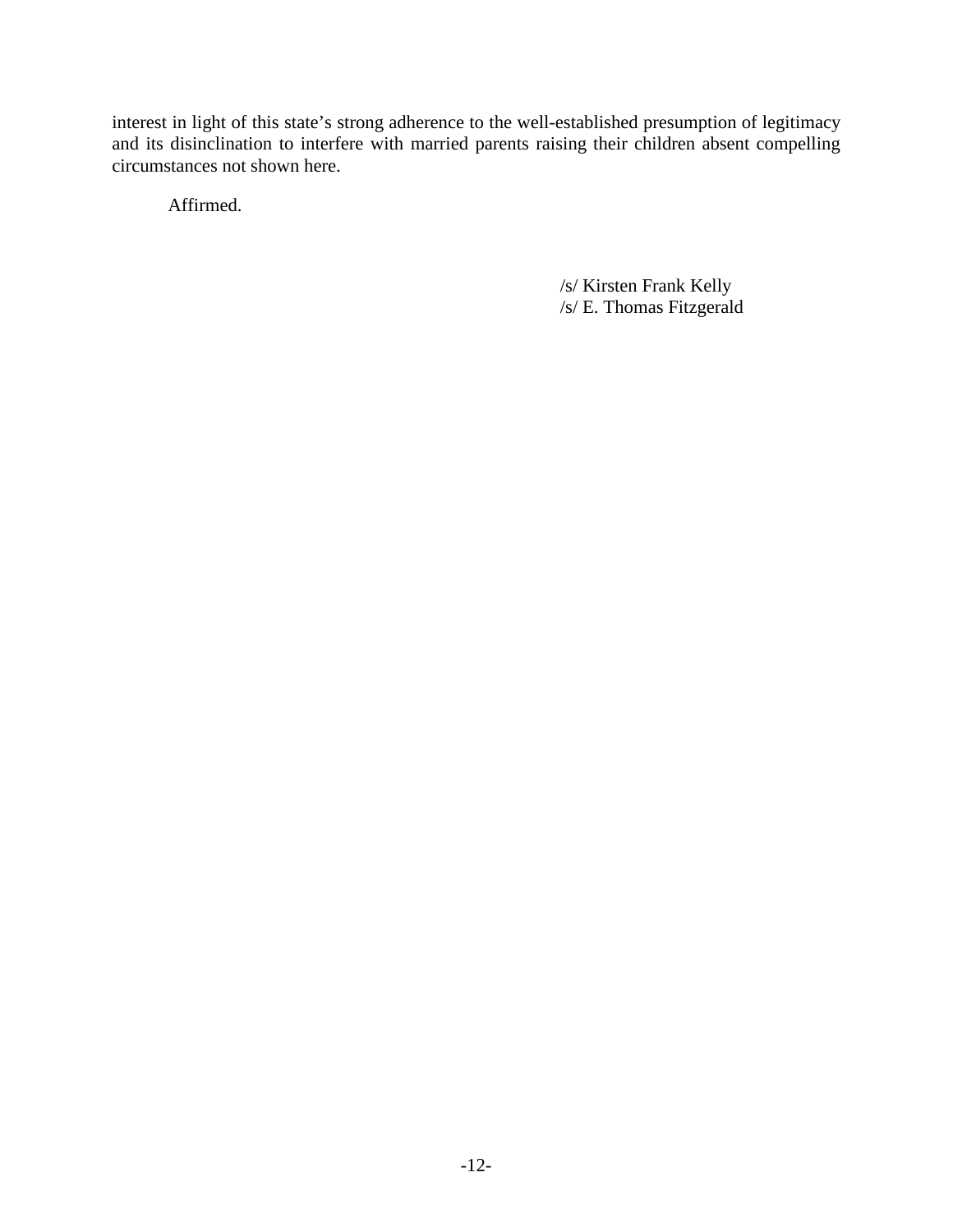interest in light of this state's strong adherence to the well-established presumption of legitimacy and its disinclination to interfere with married parents raising their children absent compelling circumstances not shown here.

Affirmed.

/s/ Kirsten Frank Kelly
/s/ E. Thomas Fitzgerald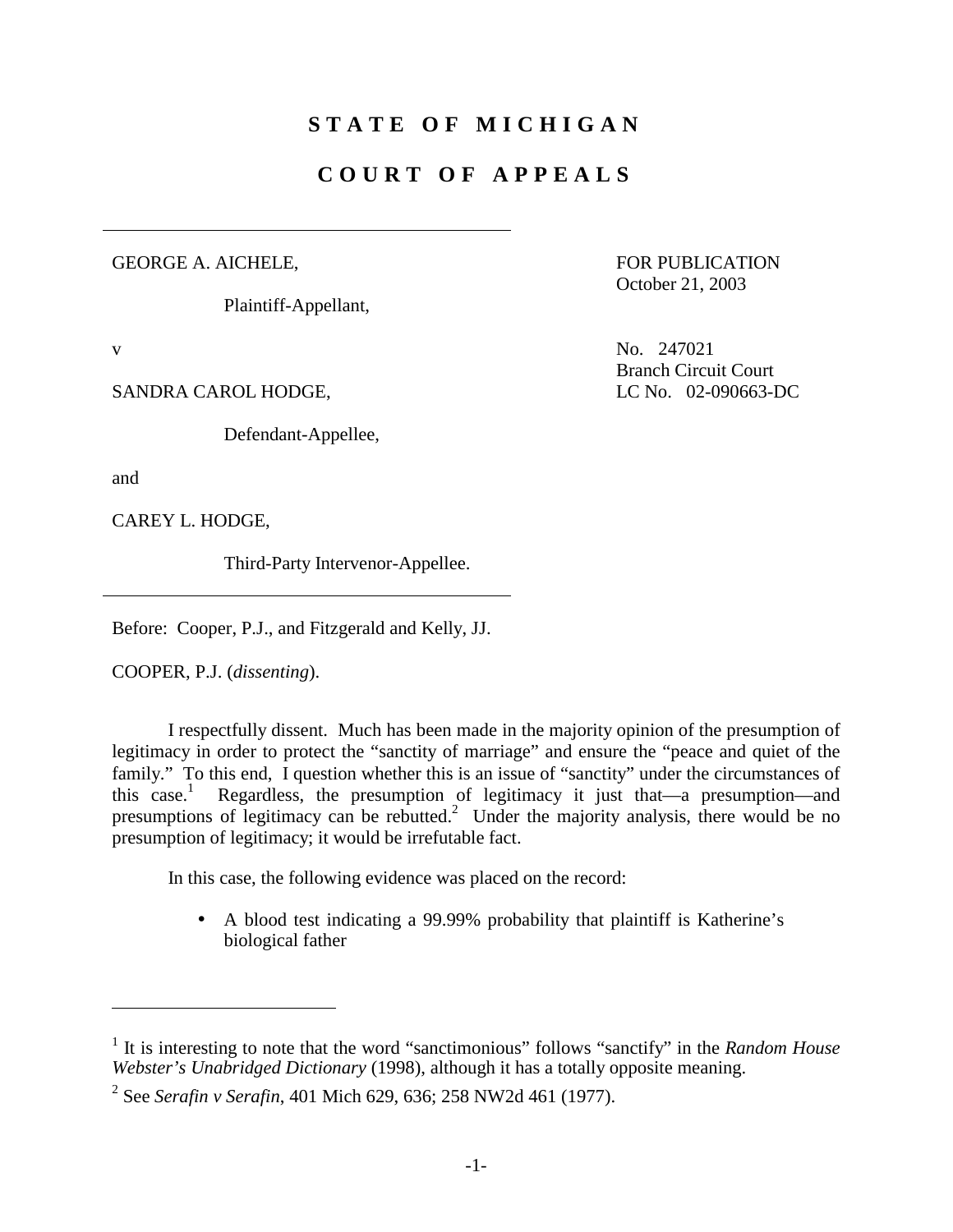# STATE OF MICHIGAN

# COURT OF APPEALS

GEORGE A. AICHELE,

Plaintiff-Appellant,

v

SANDRA CAROL HODGE,

Defendant-Appellee,

and

CAREY L. HODGE,

Third-Party Intervenor-Appellee.

FOR PUBLICATION
October 21, 2003

No. 247021
Branch Circuit Court
LC No. 02-090663-DC

Before: Cooper, P.J., and Fitzgerald and Kelly, JJ.

COOPER, P.J. (*dissenting*).

I respectfully dissent. Much has been made in the majority opinion of the presumption of legitimacy in order to protect the "sanctity of marriage" and ensure the "peace and quiet of the family." To this end, I question whether this is an issue of "sanctity" under the circumstances of this case.[1] Regardless, the presumption of legitimacy it just that—a presumption—and presumptions of legitimacy can be rebutted.[2] Under the majority analysis, there would be no presumption of legitimacy; it would be irrefutable fact.

In this case, the following evidence was placed on the record:

- A blood test indicating a 99.99% probability that plaintiff is Katherine's biological father

---

[1] It is interesting to note that the word "sanctimonious" follows "sanctify" in the *Random House Webster's Unabridged Dictionary* (1998), although it has a totally opposite meaning.

[2] See *Serafin v Serafin*, 401 Mich 629, 636; 258 NW2d 461 (1977).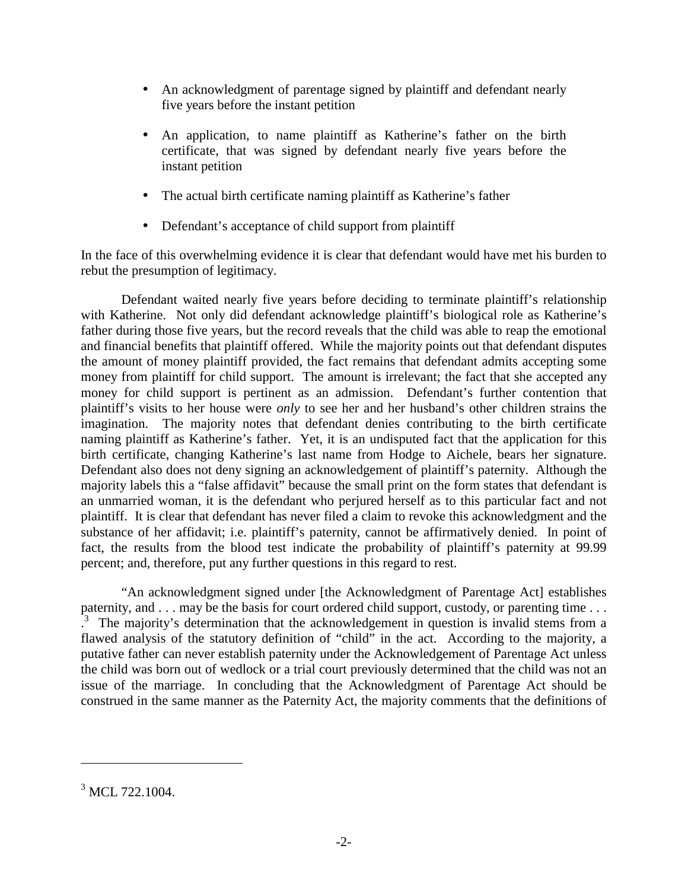- An acknowledgment of parentage signed by plaintiff and defendant nearly five years before the instant petition

- An application, to name plaintiff as Katherine's father on the birth certificate, that was signed by defendant nearly five years before the instant petition

- The actual birth certificate naming plaintiff as Katherine's father

- Defendant's acceptance of child support from plaintiff

In the face of this overwhelming evidence it is clear that defendant would have met his burden to rebut the presumption of legitimacy.

Defendant waited nearly five years before deciding to terminate plaintiff's relationship with Katherine. Not only did defendant acknowledge plaintiff's biological role as Katherine's father during those five years, but the record reveals that the child was able to reap the emotional and financial benefits that plaintiff offered. While the majority points out that defendant disputes the amount of money plaintiff provided, the fact remains that defendant admits accepting some money from plaintiff for child support. The amount is irrelevant; the fact that she accepted any money for child support is pertinent as an admission. Defendant's further contention that plaintiff's visits to her house were *only* to see her and her husband's other children strains the imagination. The majority notes that defendant denies contributing to the birth certificate naming plaintiff as Katherine's father. Yet, it is an undisputed fact that the application for this birth certificate, changing Katherine's last name from Hodge to Aichele, bears her signature. Defendant also does not deny signing an acknowledgement of plaintiff's paternity. Although the majority labels this a "false affidavit" because the small print on the form states that defendant is an unmarried woman, it is the defendant who perjured herself as to this particular fact and not plaintiff. It is clear that defendant has never filed a claim to revoke this acknowledgment and the substance of her affidavit; i.e. plaintiff's paternity, cannot be affirmatively denied. In point of fact, the results from the blood test indicate the probability of plaintiff's paternity at 99.99 percent; and, therefore, put any further questions in this regard to rest.

"An acknowledgment signed under [the Acknowledgment of Parentage Act] establishes paternity, and . . . may be the basis for court ordered child support, custody, or parenting time . . . .[3] The majority's determination that the acknowledgement in question is invalid stems from a flawed analysis of the statutory definition of "child" in the act. According to the majority, a putative father can never establish paternity under the Acknowledgement of Parentage Act unless the child was born out of wedlock or a trial court previously determined that the child was not an issue of the marriage. In concluding that the Acknowledgment of Parentage Act should be construed in the same manner as the Paternity Act, the majority comments that the definitions of

---

[3] MCL 722.1004.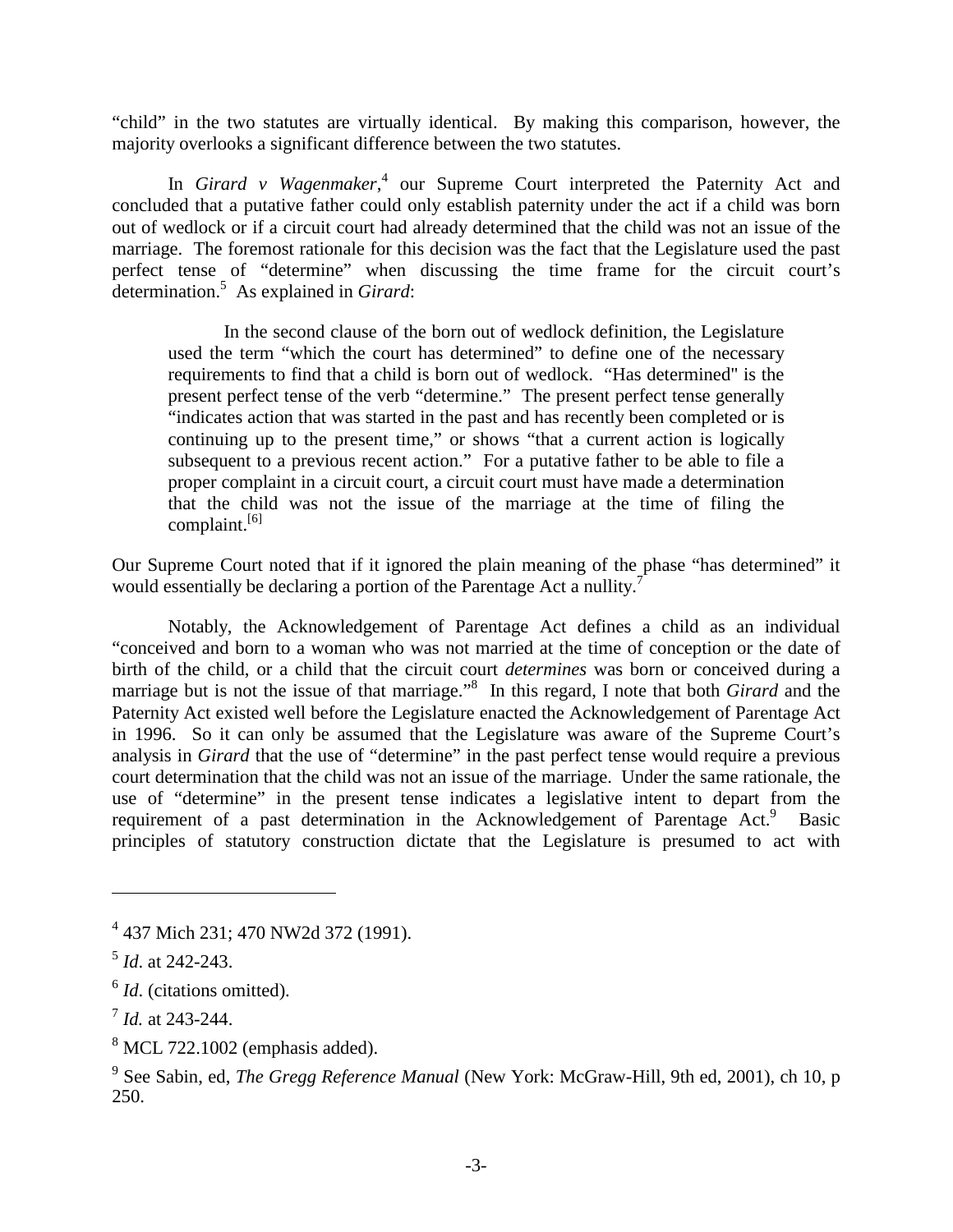"child" in the two statutes are virtually identical. By making this comparison, however, the majority overlooks a significant difference between the two statutes.

In *Girard v Wagenmaker*,[4] our Supreme Court interpreted the Paternity Act and concluded that a putative father could only establish paternity under the act if a child was born out of wedlock or if a circuit court had already determined that the child was not an issue of the marriage. The foremost rationale for this decision was the fact that the Legislature used the past perfect tense of "determine" when discussing the time frame for the circuit court's determination.[5] As explained in *Girard*:

> In the second clause of the born out of wedlock definition, the Legislature used the term "which the court has determined" to define one of the necessary requirements to find that a child is born out of wedlock. "Has determined" is the present perfect tense of the verb "determine." The present perfect tense generally "indicates action that was started in the past and has recently been completed or is continuing up to the present time," or shows "that a current action is logically subsequent to a previous recent action." For a putative father to be able to file a proper complaint in a circuit court, a circuit court must have made a determination that the child was not the issue of the marriage at the time of filing the complaint.[6]

Our Supreme Court noted that if it ignored the plain meaning of the phase "has determined" it would essentially be declaring a portion of the Parentage Act a nullity.[7]

Notably, the Acknowledgement of Parentage Act defines a child as an individual "conceived and born to a woman who was not married at the time of conception or the date of birth of the child, or a child that the circuit court *determines* was born or conceived during a marriage but is not the issue of that marriage."[8] In this regard, I note that both *Girard* and the Paternity Act existed well before the Legislature enacted the Acknowledgement of Parentage Act in 1996. So it can only be assumed that the Legislature was aware of the Supreme Court's analysis in *Girard* that the use of "determine" in the past perfect tense would require a previous court determination that the child was not an issue of the marriage. Under the same rationale, the use of "determine" in the present tense indicates a legislative intent to depart from the requirement of a past determination in the Acknowledgement of Parentage Act.[9] Basic principles of statutory construction dictate that the Legislature is presumed to act with

---

[4] 437 Mich 231; 470 NW2d 372 (1991).

[5] *Id*. at 242-243.

[6] *Id*. (citations omitted).

[7] *Id.* at 243-244.

[8] MCL 722.1002 (emphasis added).

[9] See Sabin, ed, *The Gregg Reference Manual* (New York: McGraw-Hill, 9th ed, 2001), ch 10, p 250.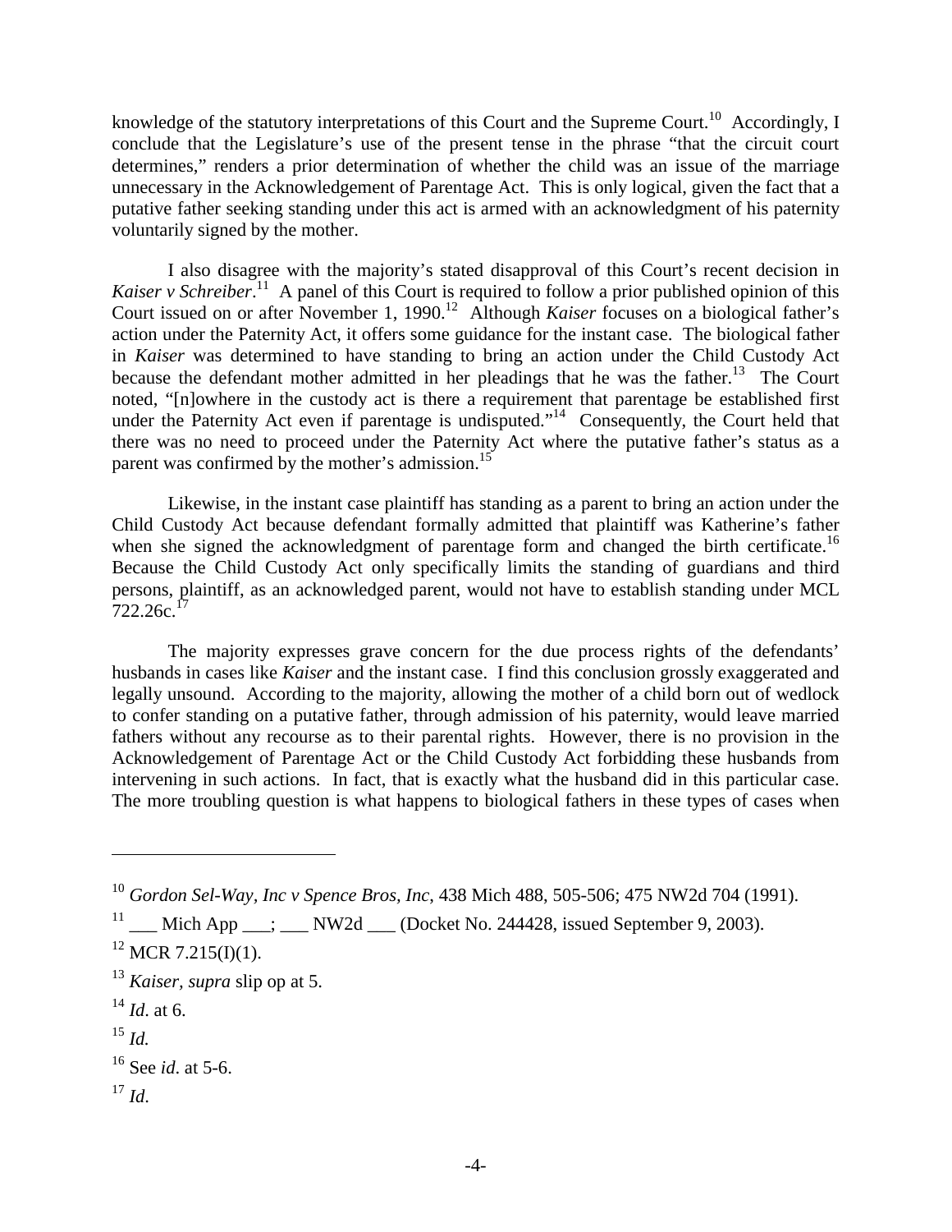knowledge of the statutory interpretations of this Court and the Supreme Court.[10] Accordingly, I conclude that the Legislature's use of the present tense in the phrase "that the circuit court determines," renders a prior determination of whether the child was an issue of the marriage unnecessary in the Acknowledgement of Parentage Act. This is only logical, given the fact that a putative father seeking standing under this act is armed with an acknowledgment of his paternity voluntarily signed by the mother.

I also disagree with the majority's stated disapproval of this Court's recent decision in *Kaiser v Schreiber*.[11] A panel of this Court is required to follow a prior published opinion of this Court issued on or after November 1, 1990.[12] Although *Kaiser* focuses on a biological father's action under the Paternity Act, it offers some guidance for the instant case. The biological father in *Kaiser* was determined to have standing to bring an action under the Child Custody Act because the defendant mother admitted in her pleadings that he was the father.[13] The Court noted, "[n]owhere in the custody act is there a requirement that parentage be established first under the Paternity Act even if parentage is undisputed."[14] Consequently, the Court held that there was no need to proceed under the Paternity Act where the putative father's status as a parent was confirmed by the mother's admission.[15]

Likewise, in the instant case plaintiff has standing as a parent to bring an action under the Child Custody Act because defendant formally admitted that plaintiff was Katherine's father when she signed the acknowledgment of parentage form and changed the birth certificate.[16] Because the Child Custody Act only specifically limits the standing of guardians and third persons, plaintiff, as an acknowledged parent, would not have to establish standing under MCL 722.26c.[17]

The majority expresses grave concern for the due process rights of the defendants' husbands in cases like *Kaiser* and the instant case. I find this conclusion grossly exaggerated and legally unsound. According to the majority, allowing the mother of a child born out of wedlock to confer standing on a putative father, through admission of his paternity, would leave married fathers without any recourse as to their parental rights. However, there is no provision in the Acknowledgement of Parentage Act or the Child Custody Act forbidding these husbands from intervening in such actions. In fact, that is exactly what the husband did in this particular case. The more troubling question is what happens to biological fathers in these types of cases when

---

[10] *Gordon Sel-Way, Inc v Spence Bros, Inc*, 438 Mich 488, 505-506; 475 NW2d 704 (1991).

[11] ___ Mich App ___; ___ NW2d ___ (Docket No. 244428, issued September 9, 2003).

[12] MCR 7.215(I)(1).

[13] *Kaiser*, *supra* slip op at 5.

[14] *Id*. at 6.

[15] *Id.*

[16] See *id*. at 5-6.

[17] *Id*.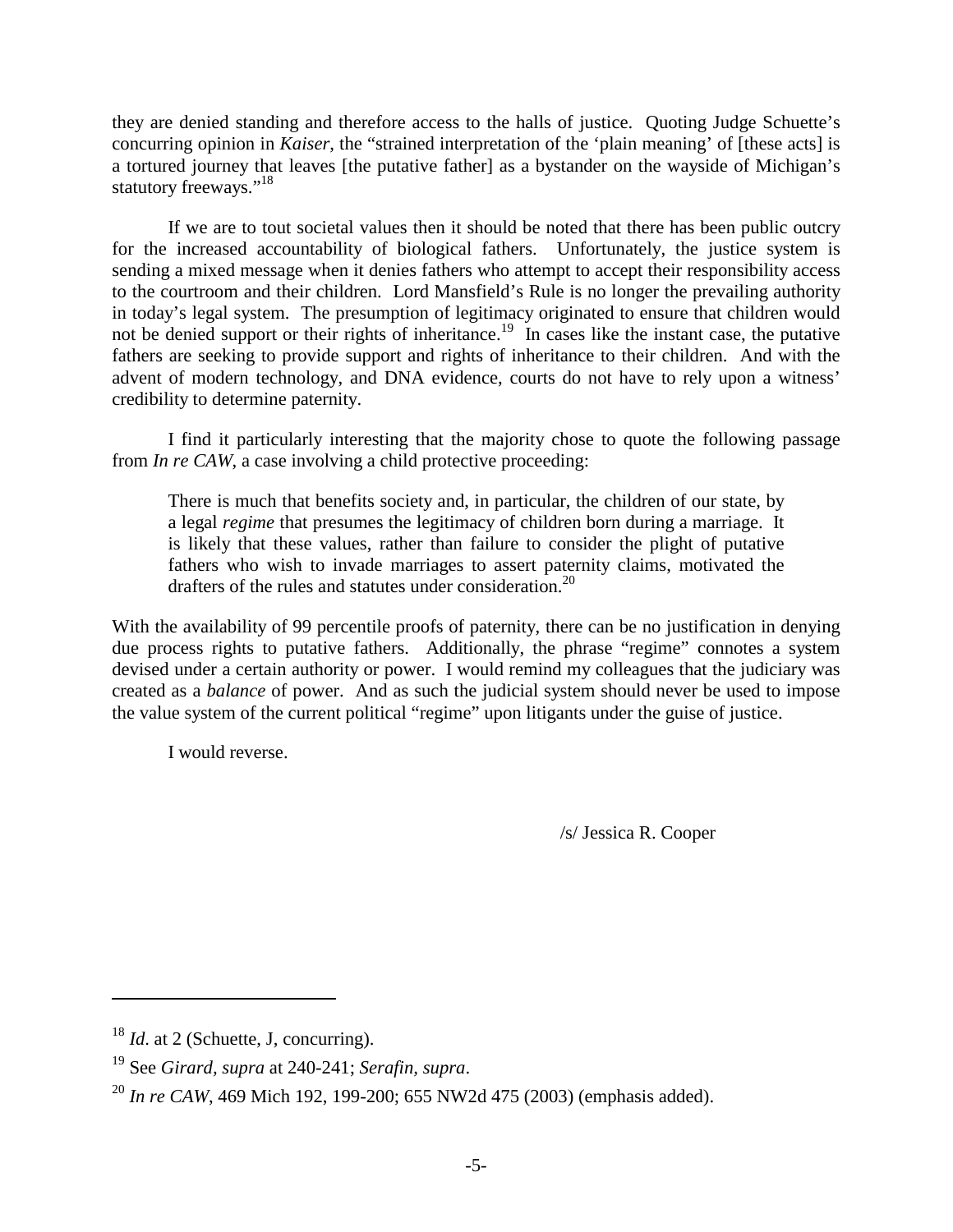they are denied standing and therefore access to the halls of justice. Quoting Judge Schuette's concurring opinion in *Kaiser*, the "strained interpretation of the 'plain meaning' of [these acts] is a tortured journey that leaves [the putative father] as a bystander on the wayside of Michigan's statutory freeways."[18]

If we are to tout societal values then it should be noted that there has been public outcry for the increased accountability of biological fathers. Unfortunately, the justice system is sending a mixed message when it denies fathers who attempt to accept their responsibility access to the courtroom and their children. Lord Mansfield's Rule is no longer the prevailing authority in today's legal system. The presumption of legitimacy originated to ensure that children would not be denied support or their rights of inheritance.[19] In cases like the instant case, the putative fathers are seeking to provide support and rights of inheritance to their children. And with the advent of modern technology, and DNA evidence, courts do not have to rely upon a witness' credibility to determine paternity.

I find it particularly interesting that the majority chose to quote the following passage from *In re CAW*, a case involving a child protective proceeding:

> There is much that benefits society and, in particular, the children of our state, by a legal *regime* that presumes the legitimacy of children born during a marriage. It is likely that these values, rather than failure to consider the plight of putative fathers who wish to invade marriages to assert paternity claims, motivated the drafters of the rules and statutes under consideration.[20]

With the availability of 99 percentile proofs of paternity, there can be no justification in denying due process rights to putative fathers. Additionally, the phrase "regime" connotes a system devised under a certain authority or power. I would remind my colleagues that the judiciary was created as a *balance* of power. And as such the judicial system should never be used to impose the value system of the current political "regime" upon litigants under the guise of justice.

I would reverse.

/s/ Jessica R. Cooper

---

[18] *Id*. at 2 (Schuette, J, concurring).

[19] See *Girard, supra* at 240-241; *Serafin, supra*.

[20] *In re CAW*, 469 Mich 192, 199-200; 655 NW2d 475 (2003) (emphasis added).